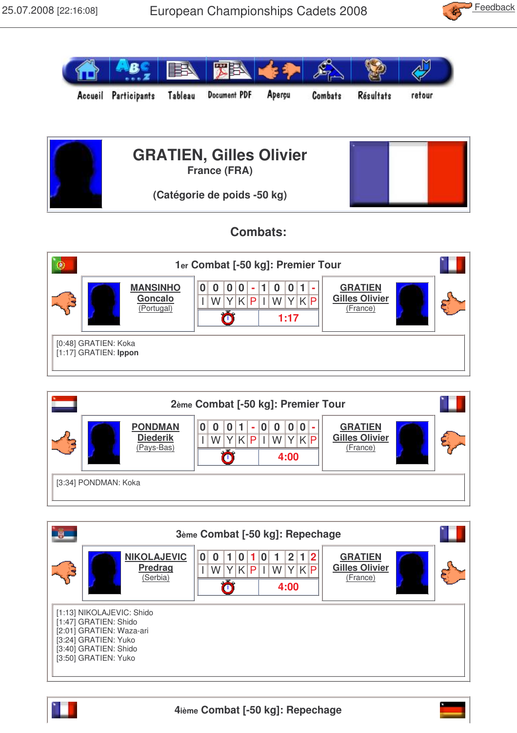25.07.2008 [22:16:08] European Championships Cadets 2008 Feedback

Accueil | Participants | Tableau | Document PDF | Aperçu | Combats | Résultats | retour

# GRATIEN, Gilles Olivier

France (FRA)

(Catégorie de poids -50 kg)

## Combats:

### 1er Combat [-50 kg]: Premier Tour

| MANSINHO Goncalo (Portugal) | 0 | 0 | 0 | 0 | - | 1 | 0 | 0 | 1 | - | GRATIEN Gilles Olivier (France) |
|---|---|---|---|---|---|---|---|---|---|---|---|
| | I | W | Y | K | P | I | W | Y | K | P | |
| | ⏱ | | | | | 1:17 | | | | | |

[0:48] GRATIEN: Koka
[1:17] GRATIEN: **Ippon**

### 2ème Combat [-50 kg]: Premier Tour

| PONDMAN Diederik (Pays-Bas) | 0 | 0 | 0 | 1 | - | 0 | 0 | 0 | 0 | - | GRATIEN Gilles Olivier (France) |
|---|---|---|---|---|---|---|---|---|---|---|---|
| | I | W | Y | K | P | I | W | Y | K | P | |
| | ⏱ | | | | | 4:00 | | | | | |

[3:34] PONDMAN: Koka

### 3ème Combat [-50 kg]: Repechage

| NIKOLAJEVIC Predrag (Serbia) | 0 | 0 | 1 | 0 | 1 | 0 | 1 | 2 | 1 | 2 | GRATIEN Gilles Olivier (France) |
|---|---|---|---|---|---|---|---|---|---|---|---|
| | I | W | Y | K | P | I | W | Y | K | P | |
| | ⏱ | | | | | 4:00 | | | | | |

[1:13] NIKOLAJEVIC: Shido
[1:47] GRATIEN: Shido
[2:01] GRATIEN: Waza-ari
[3:24] GRATIEN: Yuko
[3:40] GRATIEN: Shido
[3:50] GRATIEN: Yuko

### 4ième Combat [-50 kg]: Repechage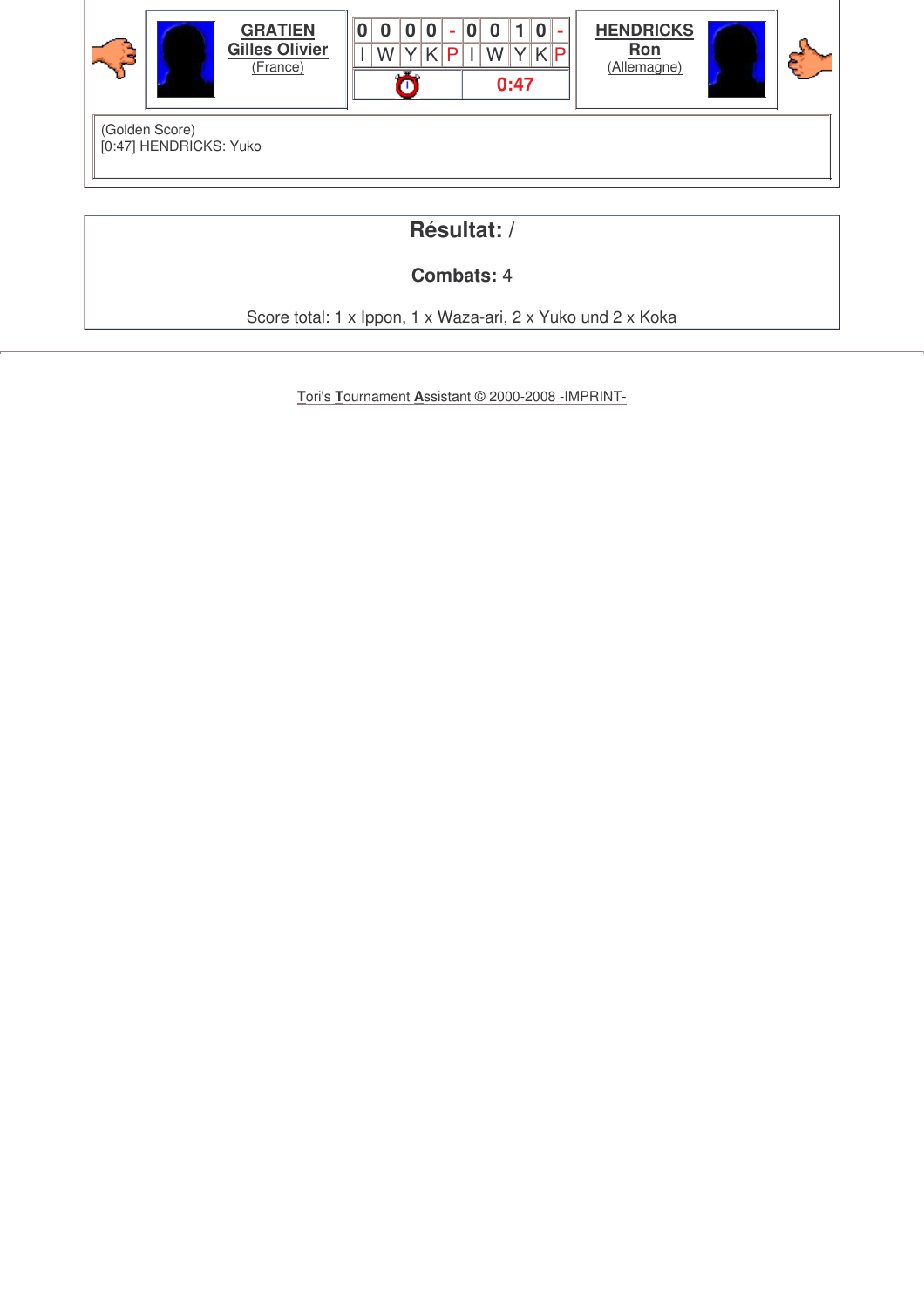| GRATIEN Gilles Olivier (France) | 0 | 0 | 0 | 0 | - | 0 | 0 | 1 | 0 | - | HENDRICKS Ron (Allemagne) |
|---|---|---|---|---|---|---|---|---|---|---|---|
| | I | W | Y | K | P | I | W | Y | K | P | |
| | | | | | | 0:47 | | | | | |

(Golden Score)
[0:47] HENDRICKS: Yuko

**Résultat:** /

**Combats:** 4

Score total: 1 x Ippon, 1 x Waza-ari, 2 x Yuko und 2 x Koka

Tori's Tournament Assistant © 2000-2008 -IMPRINT-